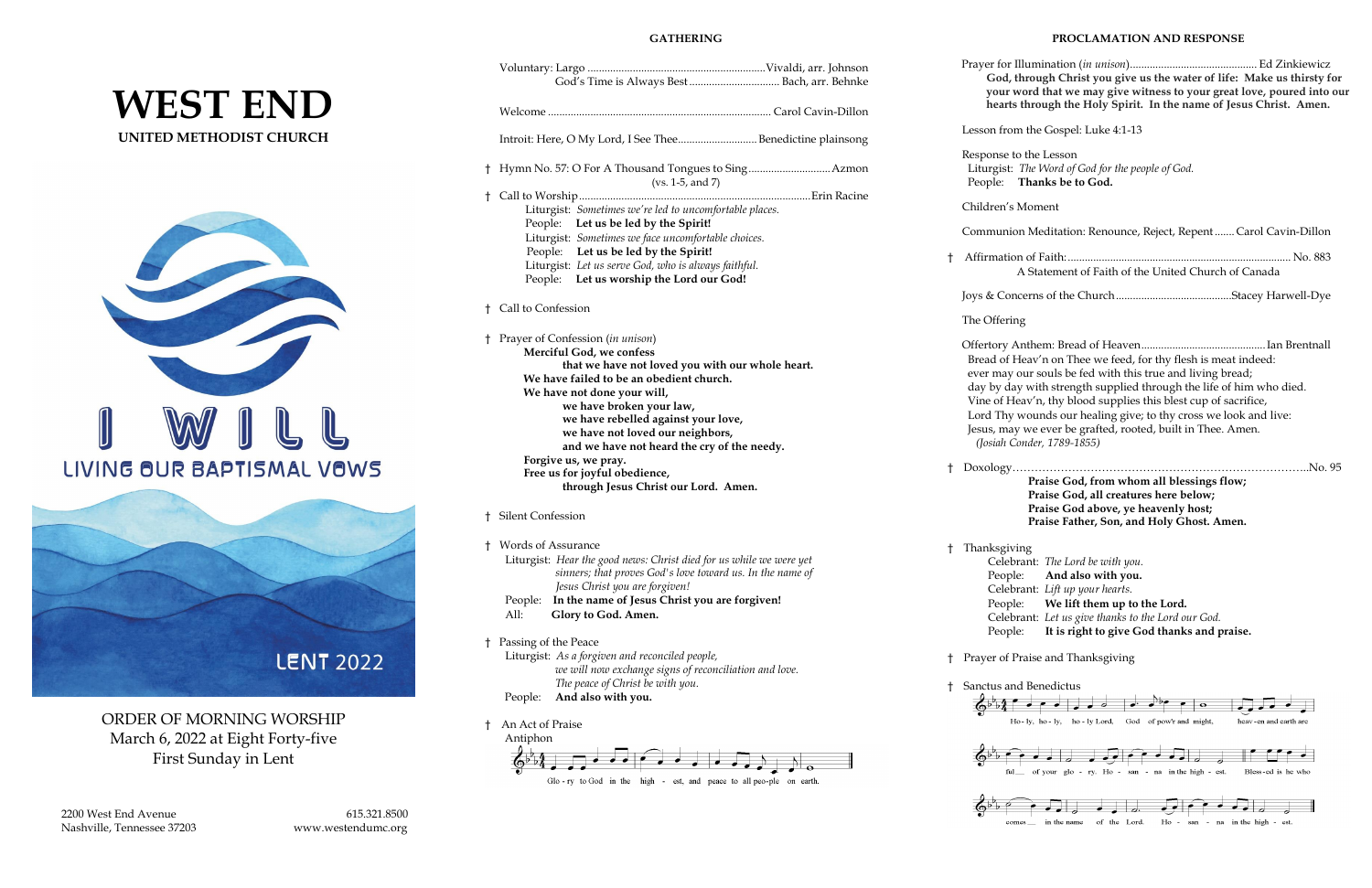# WEST END

**UNITED METHODIST CHURCH**

I WILL

LIVING OUR BAPTISMAL VOWS

LENT 2022

ORDER OF MORNING WORSHIP
March 6, 2022 at Eight Forty-five
First Sunday in Lent

2200 West End Avenue
Nashville, Tennessee 37203

615.321.8500
www.westendumc.org

## GATHERING

Voluntary: Largo ............................................ Vivaldi, arr. Johnson
God's Time is Always Best ............................ Bach, arr. Behnke

Welcome ............................................ Carol Cavin-Dillon

Introit: Here, O My Lord, I See Thee ............................ Benedictine plainsong

† Hymn No. 57: O For A Thousand Tongues to Sing ............................ Azmon
(vs. 1-5, and 7)

† Call to Worship ............................................ Erin Racine

Liturgist: *Sometimes we're led to uncomfortable places.*
People: **Let us be led by the Spirit!**
Liturgist: *Sometimes we face uncomfortable choices.*
People: **Let us be led by the Spirit!**
Liturgist: *Let us serve God, who is always faithful.*
People: **Let us worship the Lord our God!**

† Call to Confession

† Prayer of Confession (*in unison*)

**Merciful God, we confess**
**that we have not loved you with our whole heart.**
**We have failed to be an obedient church.**
**We have not done your will,**
**we have broken your law,**
**we have rebelled against your love,**
**we have not loved our neighbors,**
**and we have not heard the cry of the needy.**
**Forgive us, we pray.**
**Free us for joyful obedience,**
**through Jesus Christ our Lord. Amen.**

† Silent Confession

† Words of Assurance

Liturgist: *Hear the good news: Christ died for us while we were yet sinners; that proves God's love toward us. In the name of Jesus Christ you are forgiven!*
People: **In the name of Jesus Christ you are forgiven!**
All: **Glory to God. Amen.**

† Passing of the Peace

Liturgist: *As a forgiven and reconciled people, we will now exchange signs of reconciliation and love. The peace of Christ be with you.*
People: **And also with you.**

† An Act of Praise

Antiphon

Glo - ry to God in the high - est, and peace to all peo-ple on earth.

## PROCLAMATION AND RESPONSE

Prayer for Illumination (*in unison*) ............................ Ed Zinkiewicz

**God, through Christ you give us the water of life: Make us thirsty for your word that we may give witness to your great love, poured into our hearts through the Holy Spirit. In the name of Jesus Christ. Amen.**

Lesson from the Gospel: Luke 4:1-13

Response to the Lesson
Liturgist: *The Word of God for the people of God.*
People: **Thanks be to God.**

Children's Moment

Communion Meditation: Renounce, Reject, Repent ....... Carol Cavin-Dillon

† Affirmation of Faith: ............................................ No. 883
A Statement of Faith of the United Church of Canada

Joys & Concerns of the Church ............................ Stacey Harwell-Dye

The Offering

Offertory Anthem: Bread of Heaven ............................ Ian Brentnall

Bread of Heav'n on Thee we feed, for thy flesh is meat indeed:
ever may our souls be fed with this true and living bread;
day by day with strength supplied through the life of him who died.
Vine of Heav'n, thy blood supplies this blest cup of sacrifice,
Lord Thy wounds our healing give; to thy cross we look and live:
Jesus, may we ever be grafted, rooted, built in Thee. Amen.
*(Josiah Conder, 1789-1855)*

† Doxology............................................ No. 95

**Praise God, from whom all blessings flow;**
**Praise God, all creatures here below;**
**Praise God above, ye heavenly host;**
**Praise Father, Son, and Holy Ghost. Amen.**

† Thanksgiving

Celebrant: *The Lord be with you.*
People: **And also with you.**
Celebrant: *Lift up your hearts.*
People: **We lift them up to the Lord.**
Celebrant: *Let us give thanks to the Lord our God.*
People: **It is right to give God thanks and praise.**

† Prayer of Praise and Thanksgiving

† Sanctus and Benedictus

Ho - ly, ho - ly, ho - ly Lord, God of pow'r and might, heav - en and earth are full of your glo - ry. Ho - san - na in the high - est. Bless - ed is he who comes in the name of the Lord. Ho - san - na in the high - est.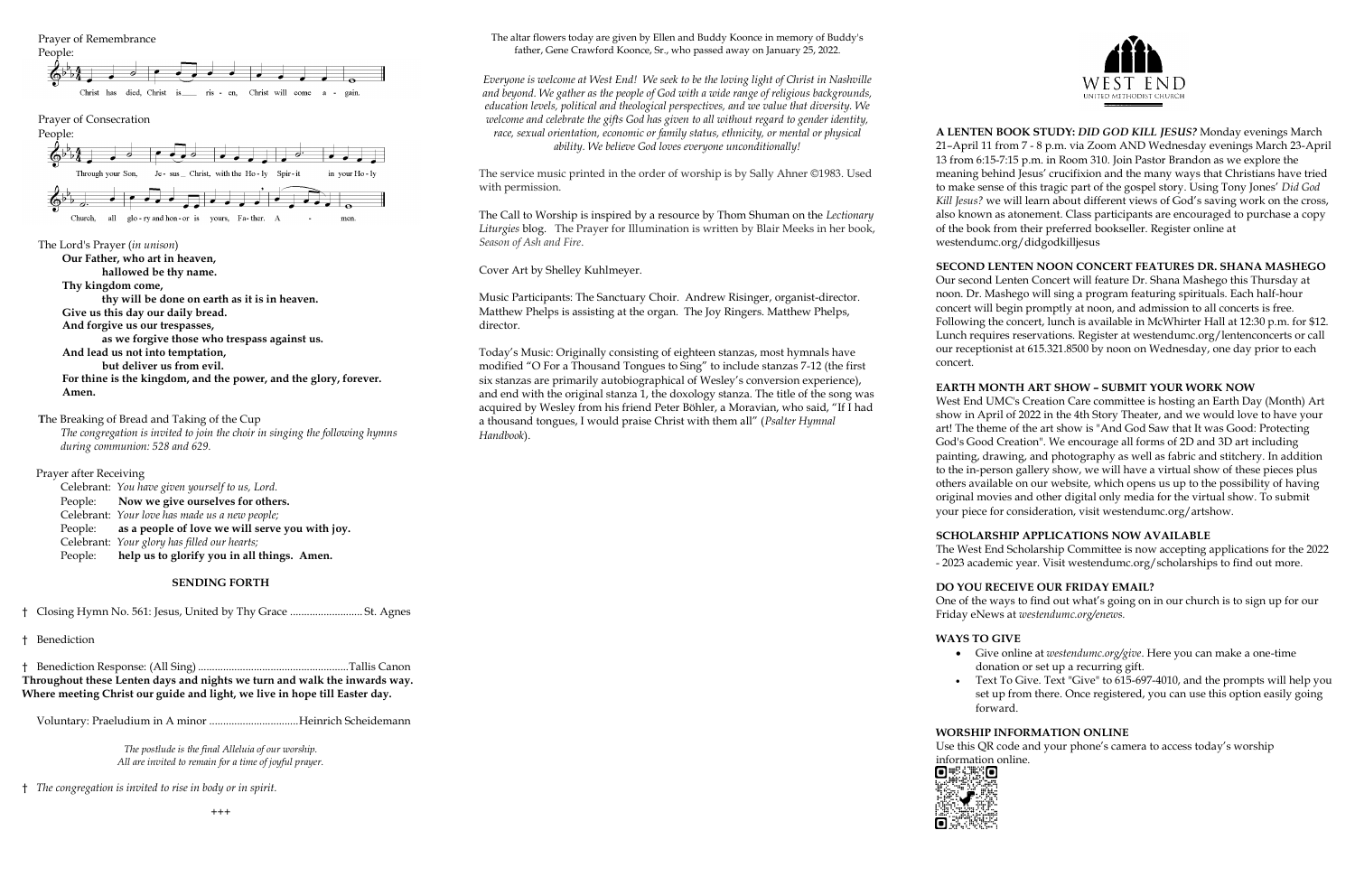Prayer of Remembrance

People:

Christ has died, Christ is___ ris - en, Christ will come a - gain.

Prayer of Consecration

People:

Through your Son, Je - sus_ Christ, with the Ho - ly Spir - it in your Ho - ly Church, all glo - ry and hon - or is yours, Fa - ther. A - men.

The Lord's Prayer (*in unison*)

**Our Father, who art in heaven,**
**hallowed be thy name.**
**Thy kingdom come,**
**thy will be done on earth as it is in heaven.**
**Give us this day our daily bread.**
**And forgive us our trespasses,**
**as we forgive those who trespass against us.**
**And lead us not into temptation,**
**but deliver us from evil.**
**For thine is the kingdom, and the power, and the glory, forever. Amen.**

The Breaking of Bread and Taking of the Cup

*The congregation is invited to join the choir in singing the following hymns during communion: 528 and 629.*

Prayer after Receiving

Celebrant: *You have given yourself to us, Lord.*
People: **Now we give ourselves for others.**
Celebrant: *Your love has made us a new people;*
People: **as a people of love we will serve you with joy.**
Celebrant: *Your glory has filled our hearts;*
People: **help us to glorify you in all things. Amen.**

## SENDING FORTH

† Closing Hymn No. 561: Jesus, United by Thy Grace .......................... St. Agnes

† Benediction

† Benediction Response: (All Sing) ...................................................... Tallis Canon

**Throughout these Lenten days and nights we turn and walk the inwards way. Where meeting Christ our guide and light, we live in hope till Easter day.**

Voluntary: Praeludium in A minor ................................ Heinrich Scheidemann

*The postlude is the final Alleluia of our worship. All are invited to remain for a time of joyful prayer.*

† *The congregation is invited to rise in body or in spirit.*

+++

The altar flowers today are given by Ellen and Buddy Koonce in memory of Buddy's father, Gene Crawford Koonce, Sr., who passed away on January 25, 2022.

*Everyone is welcome at West End! We seek to be the loving light of Christ in Nashville and beyond. We gather as the people of God with a wide range of religious backgrounds, education levels, political and theological perspectives, and we value that diversity. We welcome and celebrate the gifts God has given to all without regard to gender identity, race, sexual orientation, economic or family status, ethnicity, or mental or physical ability. We believe God loves everyone unconditionally!*

The service music printed in the order of worship is by Sally Ahner ©1983. Used with permission.

The Call to Worship is inspired by a resource by Thom Shuman on the *Lectionary Liturgies* blog. The Prayer for Illumination is written by Blair Meeks in her book, *Season of Ash and Fire*.

Cover Art by Shelley Kuhlmeyer.

Music Participants: The Sanctuary Choir. Andrew Risinger, organist-director. Matthew Phelps is assisting at the organ. The Joy Ringers. Matthew Phelps, director.

Today's Music: Originally consisting of eighteen stanzas, most hymnals have modified "O For a Thousand Tongues to Sing" to include stanzas 7-12 (the first six stanzas are primarily autobiographical of Wesley's conversion experience), and end with the original stanza 1, the doxology stanza. The title of the song was acquired by Wesley from his friend Peter Böhler, a Moravian, who said, "If I had a thousand tongues, I would praise Christ with them all" (*Psalter Hymnal Handbook*).

WEST END
UNITED METHODIST CHURCH

**A LENTEN BOOK STUDY: *DID GOD KILL JESUS?*** Monday evenings March 21–April 11 from 7 - 8 p.m. via Zoom AND Wednesday evenings March 23-April 13 from 6:15-7:15 p.m. in Room 310. Join Pastor Brandon as we explore the meaning behind Jesus' crucifixion and the many ways that Christians have tried to make sense of this tragic part of the gospel story. Using Tony Jones' *Did God Kill Jesus?* we will learn about different views of God's saving work on the cross, also known as atonement. Class participants are encouraged to purchase a copy of the book from their preferred bookseller. Register online at westendumc.org/didgodkilljesus

**SECOND LENTEN NOON CONCERT FEATURES DR. SHANA MASHEGO**

Our second Lenten Concert will feature Dr. Shana Mashego this Thursday at noon. Dr. Mashego will sing a program featuring spirituals. Each half-hour concert will begin promptly at noon, and admission to all concerts is free. Following the concert, lunch is available in McWhirter Hall at 12:30 p.m. for $12. Lunch requires reservations. Register at westendumc.org/lentenconcerts or call our receptionist at 615.321.8500 by noon on Wednesday, one day prior to each concert.

**EARTH MONTH ART SHOW – SUBMIT YOUR WORK NOW**

West End UMC's Creation Care committee is hosting an Earth Day (Month) Art show in April of 2022 in the 4th Story Theater, and we would love to have your art! The theme of the art show is "And God Saw that It was Good: Protecting God's Good Creation". We encourage all forms of 2D and 3D art including painting, drawing, and photography as well as fabric and stitchery. In addition to the in-person gallery show, we will have a virtual show of these pieces plus others available on our website, which opens us up to the possibility of having original movies and other digital only media for the virtual show. To submit your piece for consideration, visit westendumc.org/artshow.

**SCHOLARSHIP APPLICATIONS NOW AVAILABLE**

The West End Scholarship Committee is now accepting applications for the 2022 - 2023 academic year. Visit westendumc.org/scholarships to find out more.

**DO YOU RECEIVE OUR FRIDAY EMAIL?**

One of the ways to find out what's going on in our church is to sign up for our Friday eNews at *westendumc.org/enews.*

**WAYS TO GIVE**

- Give online at *westendumc.org/give*. Here you can make a one-time donation or set up a recurring gift.
- Text To Give. Text "Give" to 615-697-4010, and the prompts will help you set up from there. Once registered, you can use this option easily going forward.

**WORSHIP INFORMATION ONLINE**

Use this QR code and your phone's camera to access today's worship information online.